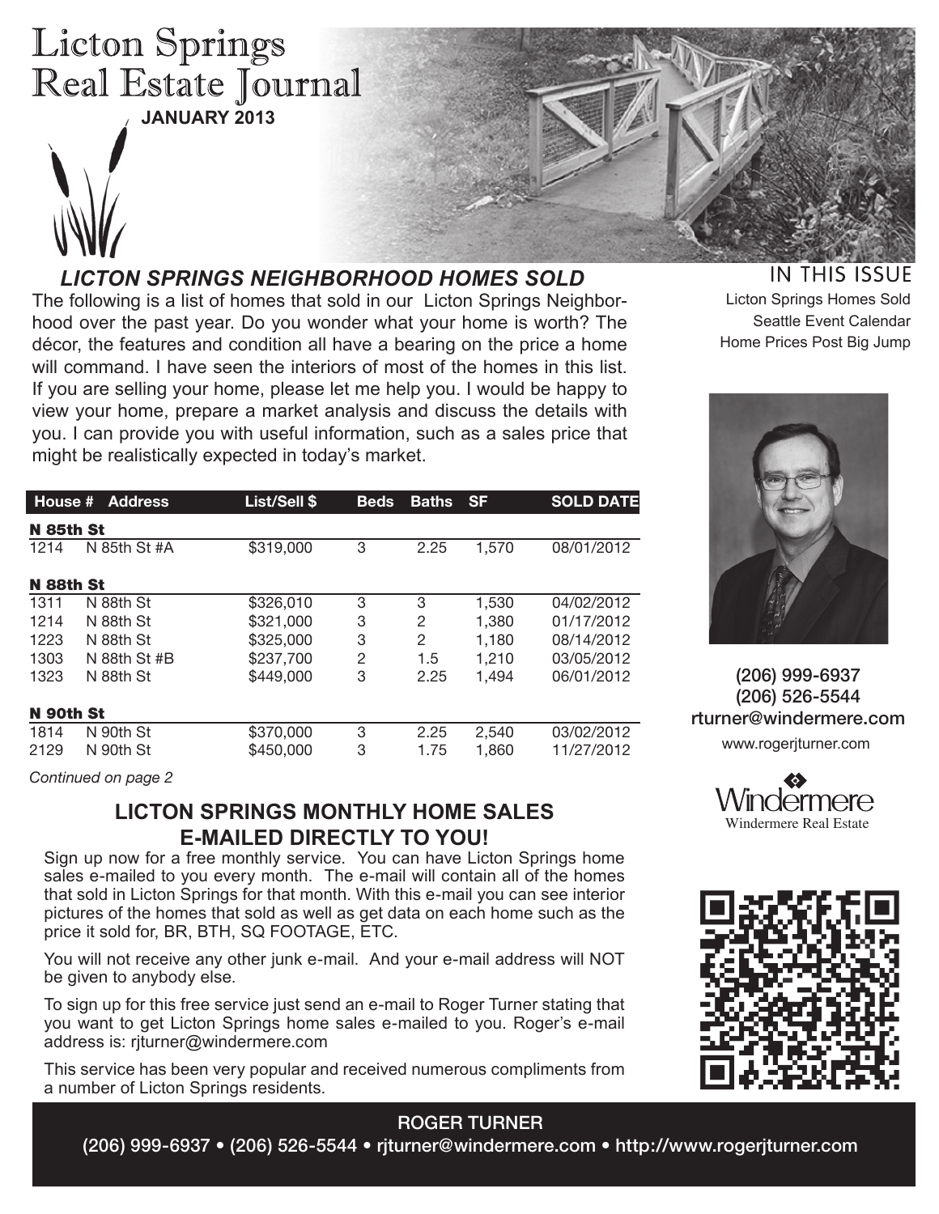# Licton Springs Real Estate Journal

**JANUARY 2013**

## *LICTON SPRINGS NEIGHBORHOOD HOMES SOLD*

The following is a list of homes that sold in our Licton Springs Neighborhood over the past year. Do you wonder what your home is worth? The décor, the features and condition all have a bearing on the price a home will command. I have seen the interiors of most of the homes in this list. If you are selling your home, please let me help you. I would be happy to view your home, prepare a market analysis and discuss the details with you. I can provide you with useful information, such as a sales price that might be realistically expected in today's market.

| House # | Address | List/Sell $ | Beds | Baths | SF | SOLD DATE |
|---|---|---|---|---|---|---|
| **N 85th St** | | | | | | |
| 1214 | N 85th St #A | $319,000 | 3 | 2.25 | 1,570 | 08/01/2012 |
| **N 88th St** | | | | | | |
| 1311 | N 88th St | $326,010 | 3 | 3 | 1,530 | 04/02/2012 |
| 1214 | N 88th St | $321,000 | 3 | 2 | 1,380 | 01/17/2012 |
| 1223 | N 88th St | $325,000 | 3 | 2 | 1,180 | 08/14/2012 |
| 1303 | N 88th St #B | $237,700 | 2 | 1.5 | 1,210 | 03/05/2012 |
| 1323 | N 88th St | $449,000 | 3 | 2.25 | 1,494 | 06/01/2012 |
| **N 90th St** | | | | | | |
| 1814 | N 90th St | $370,000 | 3 | 2.25 | 2,540 | 03/02/2012 |
| 2129 | N 90th St | $450,000 | 3 | 1.75 | 1,860 | 11/27/2012 |

*Continued on page 2*

## LICTON SPRINGS MONTHLY HOME SALES E-MAILED DIRECTLY TO YOU!

Sign up now for a free monthly service. You can have Licton Springs home sales e-mailed to you every month. The e-mail will contain all of the homes that sold in Licton Springs for that month. With this e-mail you can see interior pictures of the homes that sold as well as get data on each home such as the price it sold for, BR, BTH, SQ FOOTAGE, ETC.

You will not receive any other junk e-mail. And your e-mail address will NOT be given to anybody else.

To sign up for this free service just send an e-mail to Roger Turner stating that you want to get Licton Springs home sales e-mailed to you. Roger's e-mail address is: rjturner@windermere.com

This service has been very popular and received numerous compliments from a number of Licton Springs residents.

### IN THIS ISSUE

Licton Springs Homes Sold
Seattle Event Calendar
Home Prices Post Big Jump

**(206) 999-6937**
**(206) 526-5544**
**rturner@windermere.com**
www.rogerjturner.com

Windermere
Windermere Real Estate

**ROGER TURNER**

**(206) 999-6937 • (206) 526-5544 • rjturner@windermere.com • http://www.rogerjturner.com**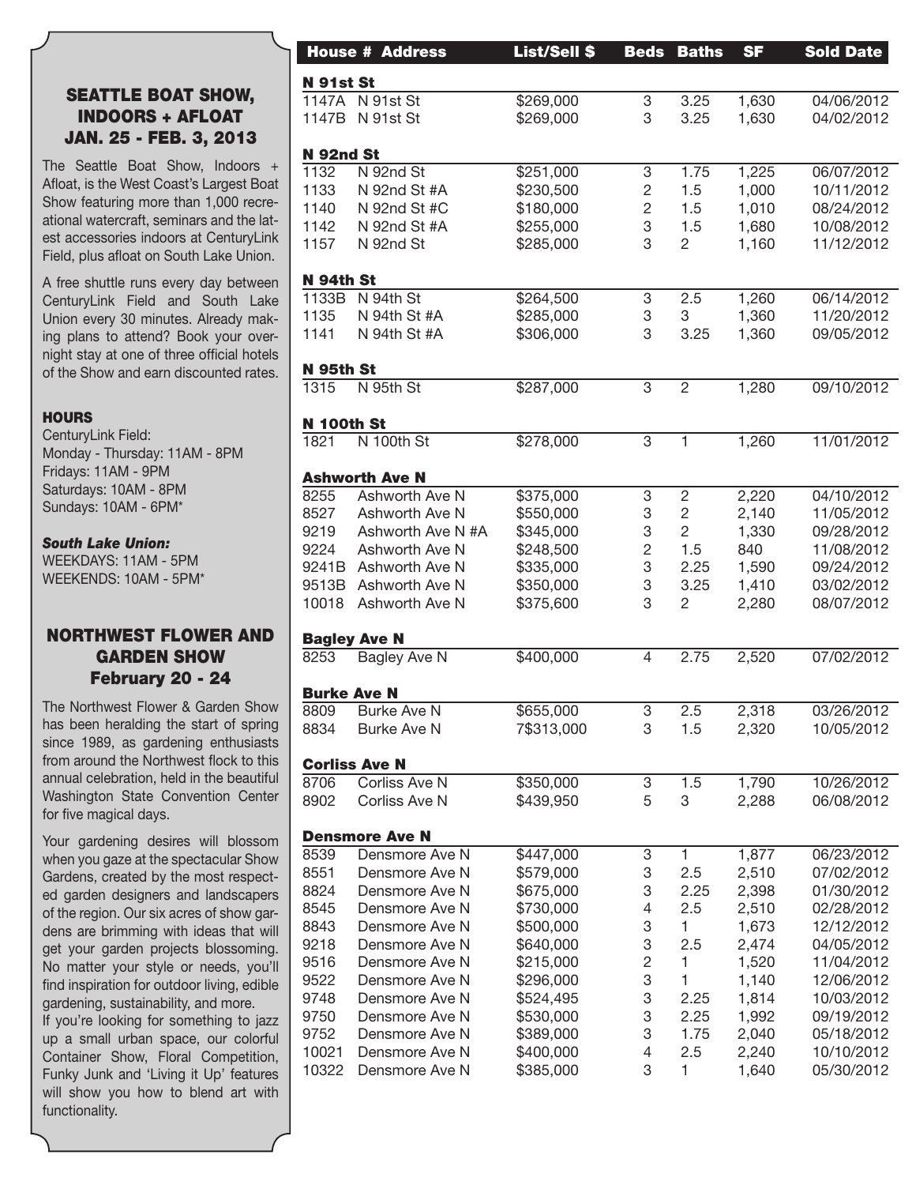## SEATTLE BOAT SHOW, INDOORS + AFLOAT JAN. 25 - FEB. 3, 2013

The Seattle Boat Show, Indoors + Afloat, is the West Coast's Largest Boat Show featuring more than 1,000 recreational watercraft, seminars and the latest accessories indoors at CenturyLink Field, plus afloat on South Lake Union.

A free shuttle runs every day between CenturyLink Field and South Lake Union every 30 minutes. Already making plans to attend? Book your overnight stay at one of three official hotels of the Show and earn discounted rates.

**HOURS**

CenturyLink Field:
Monday - Thursday: 11AM - 8PM
Fridays: 11AM - 9PM
Saturdays: 10AM - 8PM
Sundays: 10AM - 6PM*

***South Lake Union:***
WEEKDAYS: 11AM - 5PM
WEEKENDS: 10AM - 5PM*

## NORTHWEST FLOWER AND GARDEN SHOW February 20 - 24

The Northwest Flower & Garden Show has been heralding the start of spring since 1989, as gardening enthusiasts from around the Northwest flock to this annual celebration, held in the beautiful Washington State Convention Center for five magical days.

Your gardening desires will blossom when you gaze at the spectacular Show Gardens, created by the most respected garden designers and landscapers of the region. Our six acres of show gardens are brimming with ideas that will get your garden projects blossoming. No matter your style or needs, you'll find inspiration for outdoor living, edible gardening, sustainability, and more.
If you're looking for something to jazz up a small urban space, our colorful Container Show, Floral Competition, Funky Junk and 'Living it Up' features will show you how to blend art with functionality.

| House # | Address | List/Sell $ | Beds | Baths | SF | Sold Date |
|---|---|---|---|---|---|---|
| **N 91st St** | | | | | | |
| 1147A | N 91st St | $269,000 | 3 | 3.25 | 1,630 | 04/06/2012 |
| 1147B | N 91st St | $269,000 | 3 | 3.25 | 1,630 | 04/02/2012 |
| **N 92nd St** | | | | | | |
| 1132 | N 92nd St | $251,000 | 3 | 1.75 | 1,225 | 06/07/2012 |
| 1133 | N 92nd St #A | $230,500 | 2 | 1.5 | 1,000 | 10/11/2012 |
| 1140 | N 92nd St #C | $180,000 | 2 | 1.5 | 1,010 | 08/24/2012 |
| 1142 | N 92nd St #A | $255,000 | 3 | 1.5 | 1,680 | 10/08/2012 |
| 1157 | N 92nd St | $285,000 | 3 | 2 | 1,160 | 11/12/2012 |
| **N 94th St** | | | | | | |
| 1133B | N 94th St | $264,500 | 3 | 2.5 | 1,260 | 06/14/2012 |
| 1135 | N 94th St #A | $285,000 | 3 | 3 | 1,360 | 11/20/2012 |
| 1141 | N 94th St #A | $306,000 | 3 | 3.25 | 1,360 | 09/05/2012 |
| **N 95th St** | | | | | | |
| 1315 | N 95th St | $287,000 | 3 | 2 | 1,280 | 09/10/2012 |
| **N 100th St** | | | | | | |
| 1821 | N 100th St | $278,000 | 3 | 1 | 1,260 | 11/01/2012 |
| **Ashworth Ave N** | | | | | | |
| 8255 | Ashworth Ave N | $375,000 | 3 | 2 | 2,220 | 04/10/2012 |
| 8527 | Ashworth Ave N | $550,000 | 3 | 2 | 2,140 | 11/05/2012 |
| 9219 | Ashworth Ave N #A | $345,000 | 3 | 2 | 1,330 | 09/28/2012 |
| 9224 | Ashworth Ave N | $248,500 | 2 | 1.5 | 840 | 11/08/2012 |
| 9241B | Ashworth Ave N | $335,000 | 3 | 2.25 | 1,590 | 09/24/2012 |
| 9513B | Ashworth Ave N | $350,000 | 3 | 3.25 | 1,410 | 03/02/2012 |
| 10018 | Ashworth Ave N | $375,600 | 3 | 2 | 2,280 | 08/07/2012 |
| **Bagley Ave N** | | | | | | |
| 8253 | Bagley Ave N | $400,000 | 4 | 2.75 | 2,520 | 07/02/2012 |
| **Burke Ave N** | | | | | | |
| 8809 | Burke Ave N | $655,000 | 3 | 2.5 | 2,318 | 03/26/2012 |
| 8834 | Burke Ave N | 7$313,000 | 3 | 1.5 | 2,320 | 10/05/2012 |
| **Corliss Ave N** | | | | | | |
| 8706 | Corliss Ave N | $350,000 | 3 | 1.5 | 1,790 | 10/26/2012 |
| 8902 | Corliss Ave N | $439,950 | 5 | 3 | 2,288 | 06/08/2012 |
| **Densmore Ave N** | | | | | | |
| 8539 | Densmore Ave N | $447,000 | 3 | 1 | 1,877 | 06/23/2012 |
| 8551 | Densmore Ave N | $579,000 | 3 | 2.5 | 2,510 | 07/02/2012 |
| 8824 | Densmore Ave N | $675,000 | 3 | 2.25 | 2,398 | 01/30/2012 |
| 8545 | Densmore Ave N | $730,000 | 4 | 2.5 | 2,510 | 02/28/2012 |
| 8843 | Densmore Ave N | $500,000 | 3 | 1 | 1,673 | 12/12/2012 |
| 9218 | Densmore Ave N | $640,000 | 3 | 2.5 | 2,474 | 04/05/2012 |
| 9516 | Densmore Ave N | $215,000 | 2 | 1 | 1,520 | 11/04/2012 |
| 9522 | Densmore Ave N | $296,000 | 3 | 1 | 1,140 | 12/06/2012 |
| 9748 | Densmore Ave N | $524,495 | 3 | 2.25 | 1,814 | 10/03/2012 |
| 9750 | Densmore Ave N | $530,000 | 3 | 2.25 | 1,992 | 09/19/2012 |
| 9752 | Densmore Ave N | $389,000 | 3 | 1.75 | 2,040 | 05/18/2012 |
| 10021 | Densmore Ave N | $400,000 | 4 | 2.5 | 2,240 | 10/10/2012 |
| 10322 | Densmore Ave N | $385,000 | 3 | 1 | 1,640 | 05/30/2012 |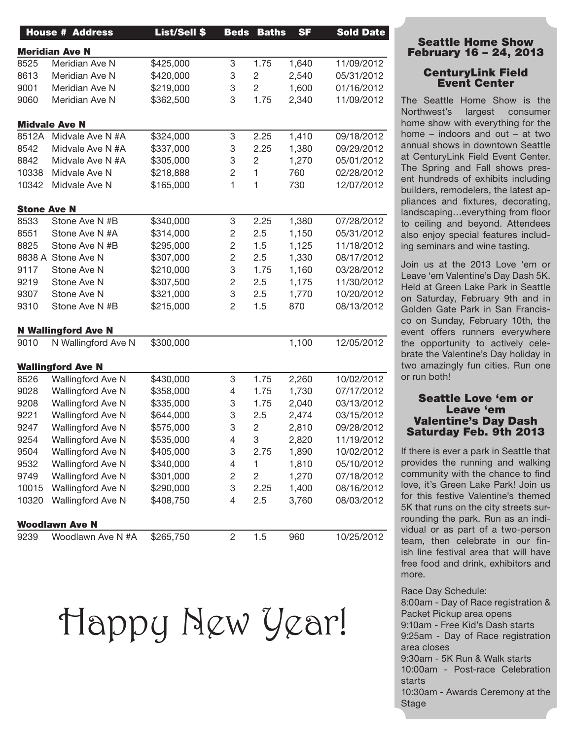| House # | Address | List/Sell $ | Beds | Baths | SF | Sold Date |
|---|---|---|---|---|---|---|
| **Meridian Ave N** | | | | | | |
| 8525 | Meridian Ave N | $425,000 | 3 | 1.75 | 1,640 | 11/09/2012 |
| 8613 | Meridian Ave N | $420,000 | 3 | 2 | 2,540 | 05/31/2012 |
| 9001 | Meridian Ave N | $219,000 | 3 | 2 | 1,600 | 01/16/2012 |
| 9060 | Meridian Ave N | $362,500 | 3 | 1.75 | 2,340 | 11/09/2012 |
| **Midvale Ave N** | | | | | | |
| 8512A | Midvale Ave N #A | $324,000 | 3 | 2.25 | 1,410 | 09/18/2012 |
| 8542 | Midvale Ave N #A | $337,000 | 3 | 2.25 | 1,380 | 09/29/2012 |
| 8842 | Midvale Ave N #A | $305,000 | 3 | 2 | 1,270 | 05/01/2012 |
| 10338 | Midvale Ave N | $218,888 | 2 | 1 | 760 | 02/28/2012 |
| 10342 | Midvale Ave N | $165,000 | 1 | 1 | 730 | 12/07/2012 |
| **Stone Ave N** | | | | | | |
| 8533 | Stone Ave N #B | $340,000 | 3 | 2.25 | 1,380 | 07/28/2012 |
| 8551 | Stone Ave N #A | $314,000 | 2 | 2.5 | 1,150 | 05/31/2012 |
| 8825 | Stone Ave N #B | $295,000 | 2 | 1.5 | 1,125 | 11/18/2012 |
| 8838 A | Stone Ave N | $307,000 | 2 | 2.5 | 1,330 | 08/17/2012 |
| 9117 | Stone Ave N | $210,000 | 3 | 1.75 | 1,160 | 03/28/2012 |
| 9219 | Stone Ave N | $307,500 | 2 | 2.5 | 1,175 | 11/30/2012 |
| 9307 | Stone Ave N | $321,000 | 3 | 2.5 | 1,770 | 10/20/2012 |
| 9310 | Stone Ave N #B | $215,000 | 2 | 1.5 | 870 | 08/13/2012 |
| **N Wallingford Ave N** | | | | | | |
| 9010 | N Wallingford Ave N | $300,000 | | | 1,100 | 12/05/2012 |
| **Wallingford Ave N** | | | | | | |
| 8526 | Wallingford Ave N | $430,000 | 3 | 1.75 | 2,260 | 10/02/2012 |
| 9028 | Wallingford Ave N | $358,000 | 4 | 1.75 | 1,730 | 07/17/2012 |
| 9208 | Wallingford Ave N | $335,000 | 3 | 1.75 | 2,040 | 03/13/2012 |
| 9221 | Wallingford Ave N | $644,000 | 3 | 2.5 | 2,474 | 03/15/2012 |
| 9247 | Wallingford Ave N | $575,000 | 3 | 2 | 2,810 | 09/28/2012 |
| 9254 | Wallingford Ave N | $535,000 | 4 | 3 | 2,820 | 11/19/2012 |
| 9504 | Wallingford Ave N | $405,000 | 3 | 2.75 | 1,890 | 10/02/2012 |
| 9532 | Wallingford Ave N | $340,000 | 4 | 1 | 1,810 | 05/10/2012 |
| 9749 | Wallingford Ave N | $301,000 | 2 | 2 | 1,270 | 07/18/2012 |
| 10015 | Wallingford Ave N | $290,000 | 3 | 2.25 | 1,400 | 08/16/2012 |
| 10320 | Wallingford Ave N | $408,750 | 4 | 2.5 | 3,760 | 08/03/2012 |
| **Woodlawn Ave N** | | | | | | |
| 9239 | Woodlawn Ave N #A | $265,750 | 2 | 1.5 | 960 | 10/25/2012 |

# Happy New Year!

## Seattle Home Show February 16 – 24, 2013

### CenturyLink Field Event Center

The Seattle Home Show is the Northwest's largest consumer home show with everything for the home – indoors and out – at two annual shows in downtown Seattle at CenturyLink Field Event Center. The Spring and Fall shows present hundreds of exhibits including builders, remodelers, the latest appliances and fixtures, decorating, landscaping…everything from floor to ceiling and beyond. Attendees also enjoy special features including seminars and wine tasting.

Join us at the 2013 Love 'em or Leave 'em Valentine's Day Dash 5K. Held at Green Lake Park in Seattle on Saturday, February 9th and in Golden Gate Park in San Francisco on Sunday, February 10th, the event offers runners everywhere the opportunity to actively celebrate the Valentine's Day holiday in two amazingly fun cities. Run one or run both!

## Seattle Love 'em or Leave 'em Valentine's Day Dash Saturday Feb. 9th 2013

If there is ever a park in Seattle that provides the running and walking community with the chance to find love, it's Green Lake Park! Join us for this festive Valentine's themed 5K that runs on the city streets surrounding the park. Run as an individual or as part of a two-person team, then celebrate in our finish line festival area that will have free food and drink, exhibitors and more.

Race Day Schedule:
8:00am - Day of Race registration & Packet Pickup area opens
9:10am - Free Kid's Dash starts
9:25am - Day of Race registration area closes
9:30am - 5K Run & Walk starts
10:00am - Post-race Celebration starts
10:30am - Awards Ceremony at the Stage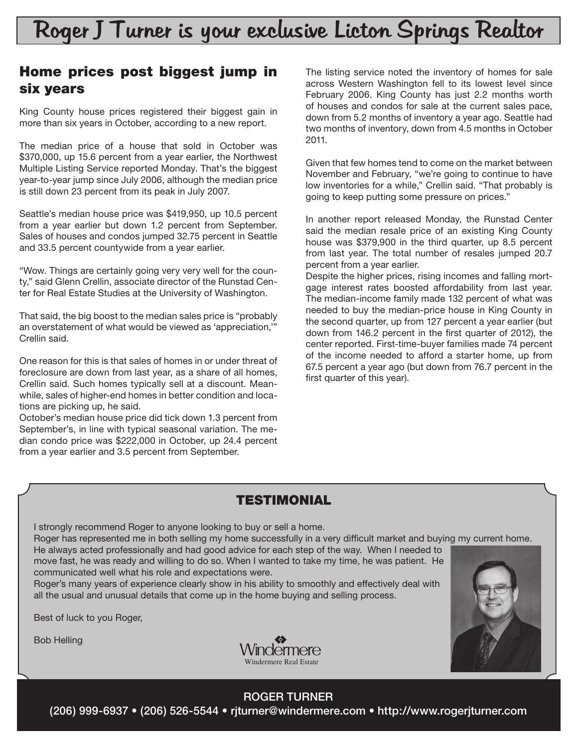# Roger J Turner is your exclusive Licton Springs Realtor

## Home prices post biggest jump in six years

King County house prices registered their biggest gain in more than six years in October, according to a new report.

The median price of a house that sold in October was $370,000, up 15.6 percent from a year earlier, the Northwest Multiple Listing Service reported Monday. That's the biggest year-to-year jump since July 2006, although the median price is still down 23 percent from its peak in July 2007.

Seattle's median house price was $419,950, up 10.5 percent from a year earlier but down 1.2 percent from September. Sales of houses and condos jumped 32.75 percent in Seattle and 33.5 percent countywide from a year earlier.

"Wow. Things are certainly going very very well for the county," said Glenn Crellin, associate director of the Runstad Center for Real Estate Studies at the University of Washington.

That said, the big boost to the median sales price is "probably an overstatement of what would be viewed as 'appreciation,'" Crellin said.

One reason for this is that sales of homes in or under threat of foreclosure are down from last year, as a share of all homes, Crellin said. Such homes typically sell at a discount. Meanwhile, sales of higher-end homes in better condition and locations are picking up, he said.
October's median house price did tick down 1.3 percent from September's, in line with typical seasonal variation. The median condo price was $222,000 in October, up 24.4 percent from a year earlier and 3.5 percent from September.

The listing service noted the inventory of homes for sale across Western Washington fell to its lowest level since February 2006. King County has just 2.2 months worth of houses and condos for sale at the current sales pace, down from 5.2 months of inventory a year ago. Seattle had two months of inventory, down from 4.5 months in October 2011.

Given that few homes tend to come on the market between November and February, "we're going to continue to have low inventories for a while," Crellin said. "That probably is going to keep putting some pressure on prices."

In another report released Monday, the Runstad Center said the median resale price of an existing King County house was $379,900 in the third quarter, up 8.5 percent from last year. The total number of resales jumped 20.7 percent from a year earlier.
Despite the higher prices, rising incomes and falling mortgage interest rates boosted affordability from last year. The median-income family made 132 percent of what was needed to buy the median-price house in King County in the second quarter, up from 127 percent a year earlier (but down from 146.2 percent in the first quarter of 2012), the center reported. First-time-buyer families made 74 percent of the income needed to afford a starter home, up from 67.5 percent a year ago (but down from 76.7 percent in the first quarter of this year).

## TESTIMONIAL

I strongly recommend Roger to anyone looking to buy or sell a home.
Roger has represented me in both selling my home successfully in a very difficult market and buying my current home. He always acted professionally and had good advice for each step of the way. When I needed to move fast, he was ready and willing to do so. When I wanted to take my time, he was patient. He communicated well what his role and expectations were.
Roger's many years of experience clearly show in his ability to smoothly and effectively deal with all the usual and unusual details that come up in the home buying and selling process.

Best of luck to you Roger,

Bob Helling

Windermere
Windermere Real Estate

**ROGER TURNER**
**(206) 999-6937 • (206) 526-5544 • rjturner@windermere.com • http://www.rogerjturner.com**